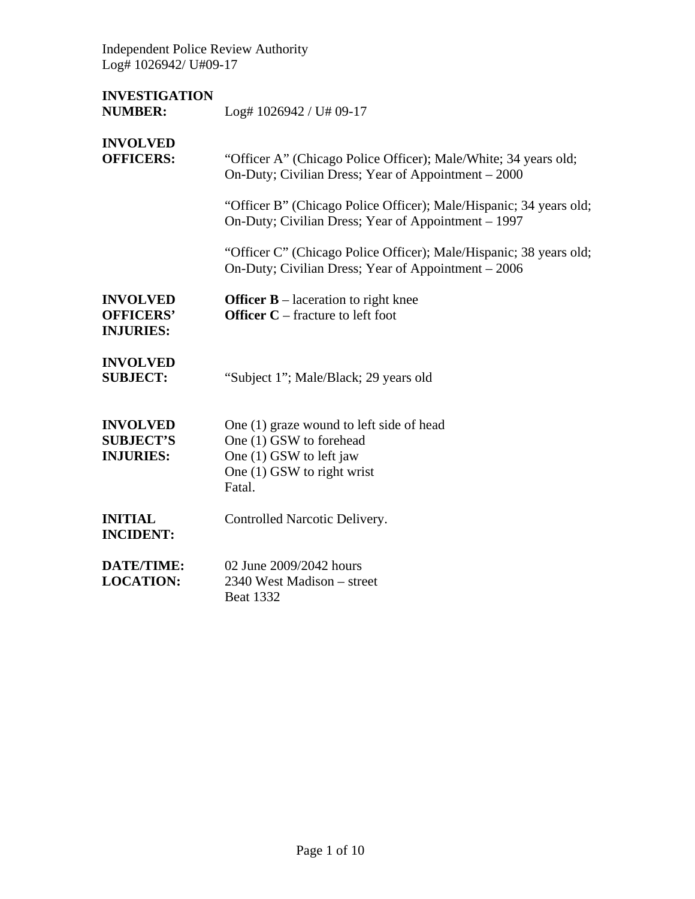| | |
|---|---|
| **INVESTIGATION NUMBER:** | Log# 1026942 / U# 09-17 |
| **INVOLVED OFFICERS:** | "Officer A" (Chicago Police Officer); Male/White; 34 years old; On-Duty; Civilian Dress; Year of Appointment – 2000<br><br>"Officer B" (Chicago Police Officer); Male/Hispanic; 34 years old; On-Duty; Civilian Dress; Year of Appointment – 1997<br><br>"Officer C" (Chicago Police Officer); Male/Hispanic; 38 years old; On-Duty; Civilian Dress; Year of Appointment – 2006 |
| **INVOLVED OFFICERS' INJURIES:** | **Officer B** – laceration to right knee<br>**Officer C** – fracture to left foot |
| **INVOLVED SUBJECT:** | "Subject 1"; Male/Black; 29 years old |
| **INVOLVED SUBJECT'S INJURIES:** | One (1) graze wound to left side of head<br>One (1) GSW to forehead<br>One (1) GSW to left jaw<br>One (1) GSW to right wrist<br>Fatal. |
| **INITIAL INCIDENT:** | Controlled Narcotic Delivery. |
| **DATE/TIME:** | 02 June 2009/2042 hours |
| **LOCATION:** | 2340 West Madison – street<br>Beat 1332 |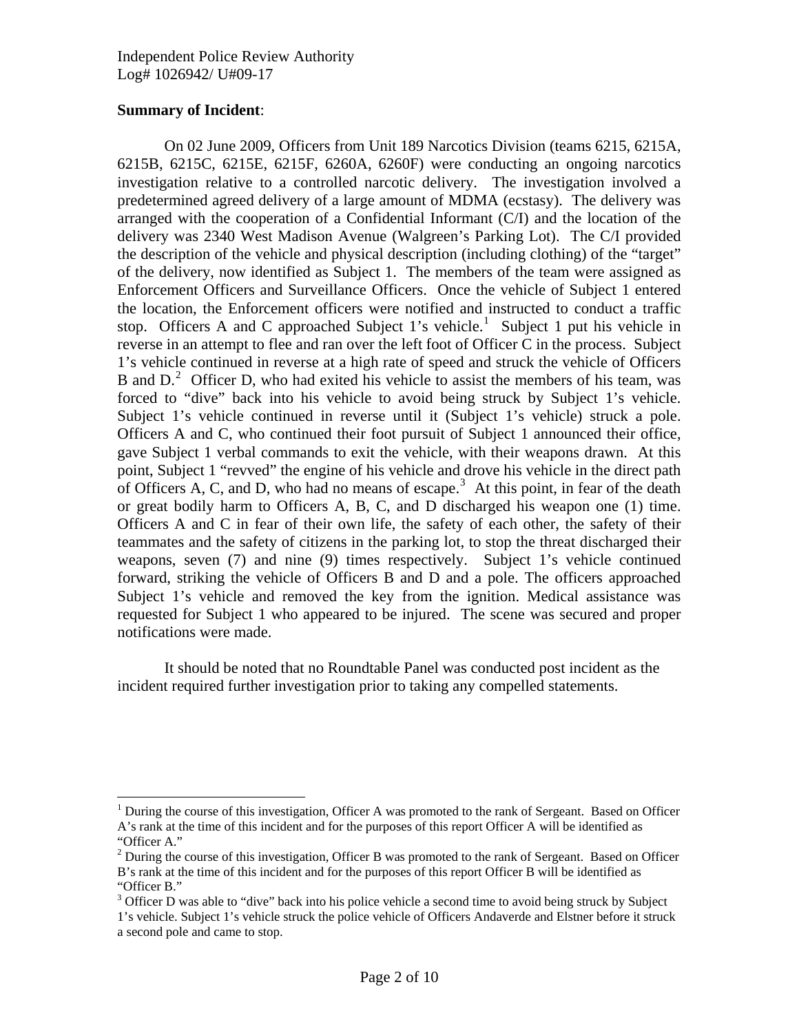Independent Police Review Authority
Log# 1026942/ U#09-17

**Summary of Incident**:

On 02 June 2009, Officers from Unit 189 Narcotics Division (teams 6215, 6215A, 6215B, 6215C, 6215E, 6215F, 6260A, 6260F) were conducting an ongoing narcotics investigation relative to a controlled narcotic delivery. The investigation involved a predetermined agreed delivery of a large amount of MDMA (ecstasy). The delivery was arranged with the cooperation of a Confidential Informant (C/I) and the location of the delivery was 2340 West Madison Avenue (Walgreen's Parking Lot). The C/I provided the description of the vehicle and physical description (including clothing) of the "target" of the delivery, now identified as Subject 1. The members of the team were assigned as Enforcement Officers and Surveillance Officers. Once the vehicle of Subject 1 entered the location, the Enforcement officers were notified and instructed to conduct a traffic stop. Officers A and C approached Subject 1's vehicle.[1] Subject 1 put his vehicle in reverse in an attempt to flee and ran over the left foot of Officer C in the process. Subject 1's vehicle continued in reverse at a high rate of speed and struck the vehicle of Officers B and D.[2] Officer D, who had exited his vehicle to assist the members of his team, was forced to "dive" back into his vehicle to avoid being struck by Subject 1's vehicle. Subject 1's vehicle continued in reverse until it (Subject 1's vehicle) struck a pole. Officers A and C, who continued their foot pursuit of Subject 1 announced their office, gave Subject 1 verbal commands to exit the vehicle, with their weapons drawn. At this point, Subject 1 "revved" the engine of his vehicle and drove his vehicle in the direct path of Officers A, C, and D, who had no means of escape.[3] At this point, in fear of the death or great bodily harm to Officers A, B, C, and D discharged his weapon one (1) time. Officers A and C in fear of their own life, the safety of each other, the safety of their teammates and the safety of citizens in the parking lot, to stop the threat discharged their weapons, seven (7) and nine (9) times respectively. Subject 1's vehicle continued forward, striking the vehicle of Officers B and D and a pole. The officers approached Subject 1's vehicle and removed the key from the ignition. Medical assistance was requested for Subject 1 who appeared to be injured. The scene was secured and proper notifications were made.

It should be noted that no Roundtable Panel was conducted post incident as the incident required further investigation prior to taking any compelled statements.

---

[1] During the course of this investigation, Officer A was promoted to the rank of Sergeant. Based on Officer A's rank at the time of this incident and for the purposes of this report Officer A will be identified as "Officer A."

[2] During the course of this investigation, Officer B was promoted to the rank of Sergeant. Based on Officer B's rank at the time of this incident and for the purposes of this report Officer B will be identified as "Officer B."

[3] Officer D was able to "dive" back into his police vehicle a second time to avoid being struck by Subject 1's vehicle. Subject 1's vehicle struck the police vehicle of Officers Andaverde and Elstner before it struck a second pole and came to stop.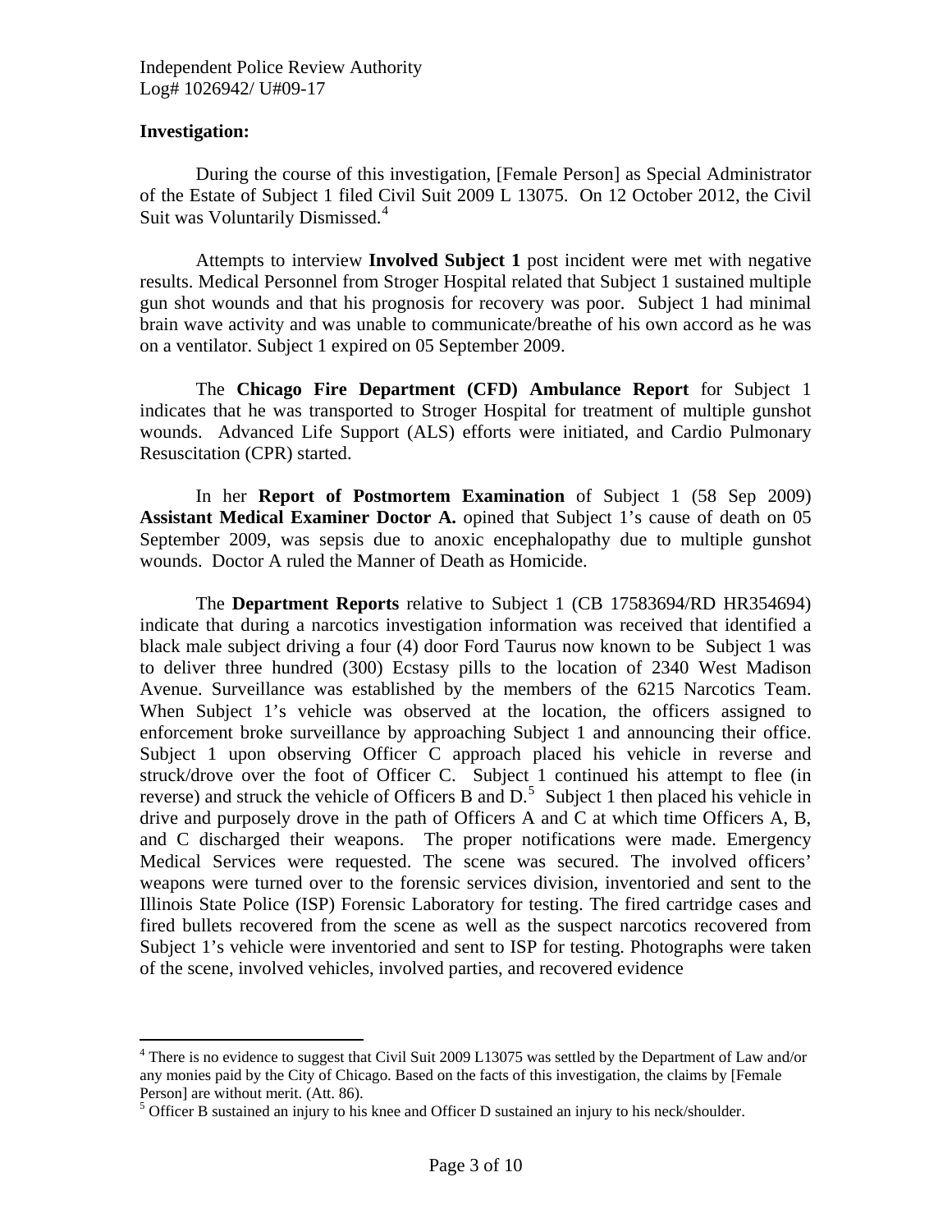## Investigation:

During the course of this investigation, [Female Person] as Special Administrator of the Estate of Subject 1 filed Civil Suit 2009 L 13075. On 12 October 2012, the Civil Suit was Voluntarily Dismissed.[4]

Attempts to interview **Involved Subject 1** post incident were met with negative results. Medical Personnel from Stroger Hospital related that Subject 1 sustained multiple gun shot wounds and that his prognosis for recovery was poor. Subject 1 had minimal brain wave activity and was unable to communicate/breathe of his own accord as he was on a ventilator. Subject 1 expired on 05 September 2009.

The **Chicago Fire Department (CFD) Ambulance Report** for Subject 1 indicates that he was transported to Stroger Hospital for treatment of multiple gunshot wounds. Advanced Life Support (ALS) efforts were initiated, and Cardio Pulmonary Resuscitation (CPR) started.

In her **Report of Postmortem Examination** of Subject 1 (58 Sep 2009) **Assistant Medical Examiner Doctor A.** opined that Subject 1's cause of death on 05 September 2009, was sepsis due to anoxic encephalopathy due to multiple gunshot wounds. Doctor A ruled the Manner of Death as Homicide.

The **Department Reports** relative to Subject 1 (CB 17583694/RD HR354694) indicate that during a narcotics investigation information was received that identified a black male subject driving a four (4) door Ford Taurus now known to be Subject 1 was to deliver three hundred (300) Ecstasy pills to the location of 2340 West Madison Avenue. Surveillance was established by the members of the 6215 Narcotics Team. When Subject 1's vehicle was observed at the location, the officers assigned to enforcement broke surveillance by approaching Subject 1 and announcing their office. Subject 1 upon observing Officer C approach placed his vehicle in reverse and struck/drove over the foot of Officer C. Subject 1 continued his attempt to flee (in reverse) and struck the vehicle of Officers B and D.[5] Subject 1 then placed his vehicle in drive and purposely drove in the path of Officers A and C at which time Officers A, B, and C discharged their weapons. The proper notifications were made. Emergency Medical Services were requested. The scene was secured. The involved officers' weapons were turned over to the forensic services division, inventoried and sent to the Illinois State Police (ISP) Forensic Laboratory for testing. The fired cartridge cases and fired bullets recovered from the scene as well as the suspect narcotics recovered from Subject 1's vehicle were inventoried and sent to ISP for testing. Photographs were taken of the scene, involved vehicles, involved parties, and recovered evidence

---

[4] There is no evidence to suggest that Civil Suit 2009 L13075 was settled by the Department of Law and/or any monies paid by the City of Chicago. Based on the facts of this investigation, the claims by [Female Person] are without merit. (Att. 86).

[5] Officer B sustained an injury to his knee and Officer D sustained an injury to his neck/shoulder.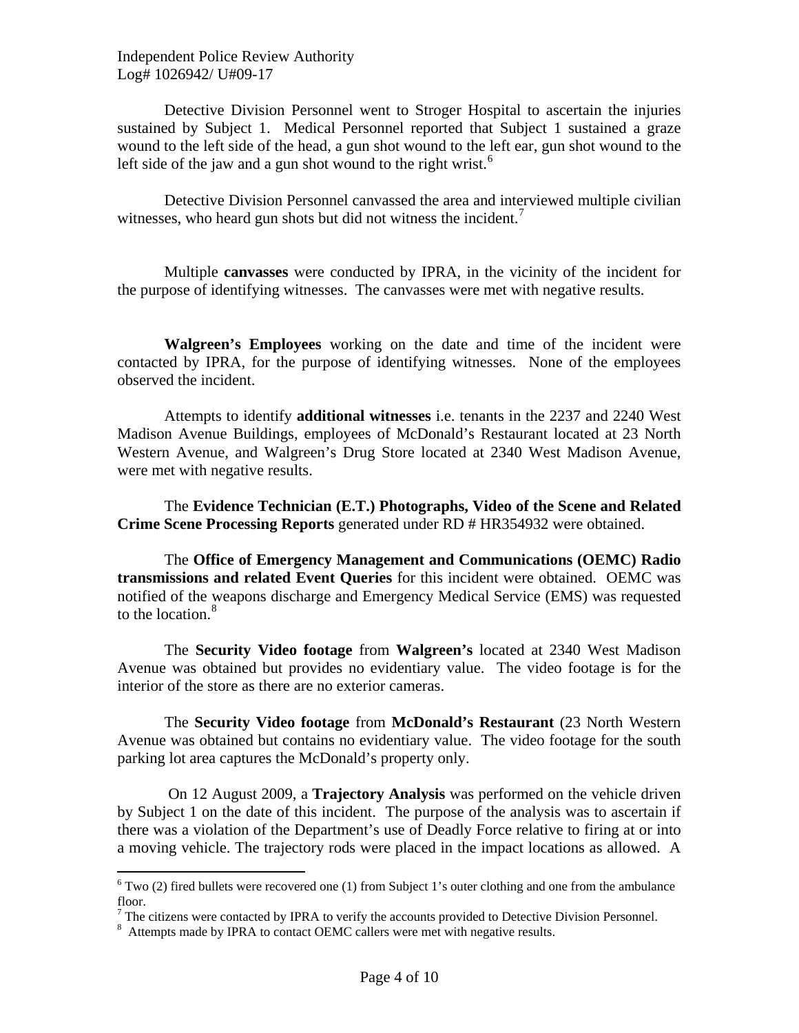Detective Division Personnel went to Stroger Hospital to ascertain the injuries sustained by Subject 1. Medical Personnel reported that Subject 1 sustained a graze wound to the left side of the head, a gun shot wound to the left ear, gun shot wound to the left side of the jaw and a gun shot wound to the right wrist.[6]

Detective Division Personnel canvassed the area and interviewed multiple civilian witnesses, who heard gun shots but did not witness the incident.[7]

Multiple **canvasses** were conducted by IPRA, in the vicinity of the incident for the purpose of identifying witnesses. The canvasses were met with negative results.

**Walgreen's Employees** working on the date and time of the incident were contacted by IPRA, for the purpose of identifying witnesses. None of the employees observed the incident.

Attempts to identify **additional witnesses** i.e. tenants in the 2237 and 2240 West Madison Avenue Buildings, employees of McDonald's Restaurant located at 23 North Western Avenue, and Walgreen's Drug Store located at 2340 West Madison Avenue, were met with negative results.

The **Evidence Technician (E.T.) Photographs, Video of the Scene and Related Crime Scene Processing Reports** generated under RD # HR354932 were obtained.

The **Office of Emergency Management and Communications (OEMC) Radio transmissions and related Event Queries** for this incident were obtained. OEMC was notified of the weapons discharge and Emergency Medical Service (EMS) was requested to the location.[8]

The **Security Video footage** from **Walgreen's** located at 2340 West Madison Avenue was obtained but provides no evidentiary value. The video footage is for the interior of the store as there are no exterior cameras.

The **Security Video footage** from **McDonald's Restaurant** (23 North Western Avenue was obtained but contains no evidentiary value. The video footage for the south parking lot area captures the McDonald's property only.

On 12 August 2009, a **Trajectory Analysis** was performed on the vehicle driven by Subject 1 on the date of this incident. The purpose of the analysis was to ascertain if there was a violation of the Department's use of Deadly Force relative to firing at or into a moving vehicle. The trajectory rods were placed in the impact locations as allowed. A

---

[6] Two (2) fired bullets were recovered one (1) from Subject 1's outer clothing and one from the ambulance floor.

[7] The citizens were contacted by IPRA to verify the accounts provided to Detective Division Personnel.

[8] Attempts made by IPRA to contact OEMC callers were met with negative results.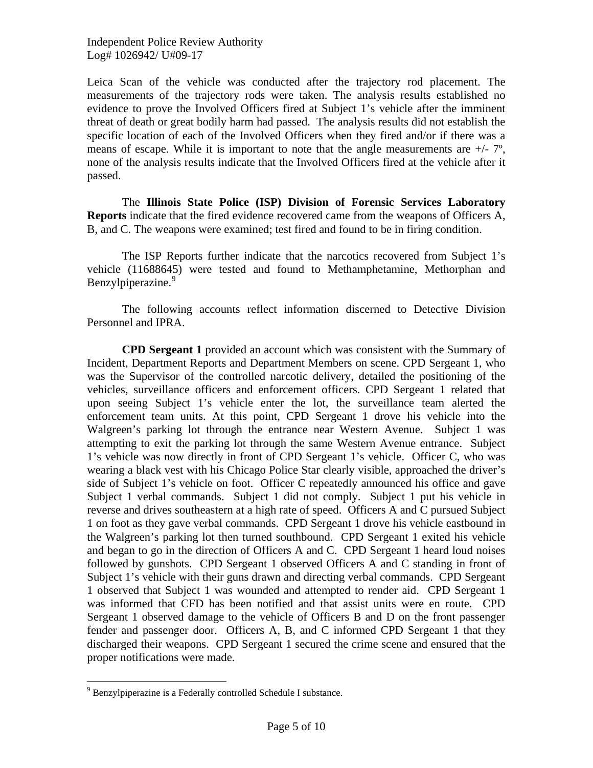Leica Scan of the vehicle was conducted after the trajectory rod placement. The measurements of the trajectory rods were taken. The analysis results established no evidence to prove the Involved Officers fired at Subject 1's vehicle after the imminent threat of death or great bodily harm had passed. The analysis results did not establish the specific location of each of the Involved Officers when they fired and/or if there was a means of escape. While it is important to note that the angle measurements are +/- 7º, none of the analysis results indicate that the Involved Officers fired at the vehicle after it passed.

The **Illinois State Police (ISP) Division of Forensic Services Laboratory Reports** indicate that the fired evidence recovered came from the weapons of Officers A, B, and C. The weapons were examined; test fired and found to be in firing condition.

The ISP Reports further indicate that the narcotics recovered from Subject 1's vehicle (11688645) were tested and found to Methamphetamine, Methorphan and Benzylpiperazine.[9]

The following accounts reflect information discerned to Detective Division Personnel and IPRA.

**CPD Sergeant 1** provided an account which was consistent with the Summary of Incident, Department Reports and Department Members on scene. CPD Sergeant 1, who was the Supervisor of the controlled narcotic delivery, detailed the positioning of the vehicles, surveillance officers and enforcement officers. CPD Sergeant 1 related that upon seeing Subject 1's vehicle enter the lot, the surveillance team alerted the enforcement team units. At this point, CPD Sergeant 1 drove his vehicle into the Walgreen's parking lot through the entrance near Western Avenue. Subject 1 was attempting to exit the parking lot through the same Western Avenue entrance. Subject 1's vehicle was now directly in front of CPD Sergeant 1's vehicle. Officer C, who was wearing a black vest with his Chicago Police Star clearly visible, approached the driver's side of Subject 1's vehicle on foot. Officer C repeatedly announced his office and gave Subject 1 verbal commands. Subject 1 did not comply. Subject 1 put his vehicle in reverse and drives southeastern at a high rate of speed. Officers A and C pursued Subject 1 on foot as they gave verbal commands. CPD Sergeant 1 drove his vehicle eastbound in the Walgreen's parking lot then turned southbound. CPD Sergeant 1 exited his vehicle and began to go in the direction of Officers A and C. CPD Sergeant 1 heard loud noises followed by gunshots. CPD Sergeant 1 observed Officers A and C standing in front of Subject 1's vehicle with their guns drawn and directing verbal commands. CPD Sergeant 1 observed that Subject 1 was wounded and attempted to render aid. CPD Sergeant 1 was informed that CFD has been notified and that assist units were en route. CPD Sergeant 1 observed damage to the vehicle of Officers B and D on the front passenger fender and passenger door. Officers A, B, and C informed CPD Sergeant 1 that they discharged their weapons. CPD Sergeant 1 secured the crime scene and ensured that the proper notifications were made.

---

[9] Benzylpiperazine is a Federally controlled Schedule I substance.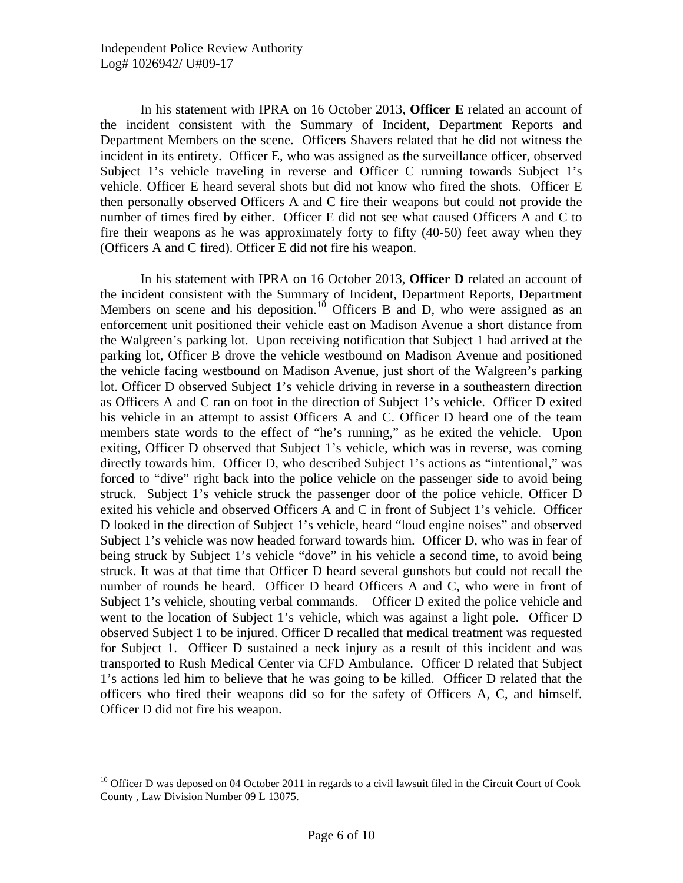In his statement with IPRA on 16 October 2013, **Officer E** related an account of the incident consistent with the Summary of Incident, Department Reports and Department Members on the scene. Officers Shavers related that he did not witness the incident in its entirety. Officer E, who was assigned as the surveillance officer, observed Subject 1's vehicle traveling in reverse and Officer C running towards Subject 1's vehicle. Officer E heard several shots but did not know who fired the shots. Officer E then personally observed Officers A and C fire their weapons but could not provide the number of times fired by either. Officer E did not see what caused Officers A and C to fire their weapons as he was approximately forty to fifty (40-50) feet away when they (Officers A and C fired). Officer E did not fire his weapon.

In his statement with IPRA on 16 October 2013, **Officer D** related an account of the incident consistent with the Summary of Incident, Department Reports, Department Members on scene and his deposition.[10] Officers B and D, who were assigned as an enforcement unit positioned their vehicle east on Madison Avenue a short distance from the Walgreen's parking lot. Upon receiving notification that Subject 1 had arrived at the parking lot, Officer B drove the vehicle westbound on Madison Avenue and positioned the vehicle facing westbound on Madison Avenue, just short of the Walgreen's parking lot. Officer D observed Subject 1's vehicle driving in reverse in a southeastern direction as Officers A and C ran on foot in the direction of Subject 1's vehicle. Officer D exited his vehicle in an attempt to assist Officers A and C. Officer D heard one of the team members state words to the effect of "he's running," as he exited the vehicle. Upon exiting, Officer D observed that Subject 1's vehicle, which was in reverse, was coming directly towards him. Officer D, who described Subject 1's actions as "intentional," was forced to "dive" right back into the police vehicle on the passenger side to avoid being struck. Subject 1's vehicle struck the passenger door of the police vehicle. Officer D exited his vehicle and observed Officers A and C in front of Subject 1's vehicle. Officer D looked in the direction of Subject 1's vehicle, heard "loud engine noises" and observed Subject 1's vehicle was now headed forward towards him. Officer D, who was in fear of being struck by Subject 1's vehicle "dove" in his vehicle a second time, to avoid being struck. It was at that time that Officer D heard several gunshots but could not recall the number of rounds he heard. Officer D heard Officers A and C, who were in front of Subject 1's vehicle, shouting verbal commands. Officer D exited the police vehicle and went to the location of Subject 1's vehicle, which was against a light pole. Officer D observed Subject 1 to be injured. Officer D recalled that medical treatment was requested for Subject 1. Officer D sustained a neck injury as a result of this incident and was transported to Rush Medical Center via CFD Ambulance. Officer D related that Subject 1's actions led him to believe that he was going to be killed. Officer D related that the officers who fired their weapons did so for the safety of Officers A, C, and himself. Officer D did not fire his weapon.

[10] Officer D was deposed on 04 October 2011 in regards to a civil lawsuit filed in the Circuit Court of Cook County , Law Division Number 09 L 13075.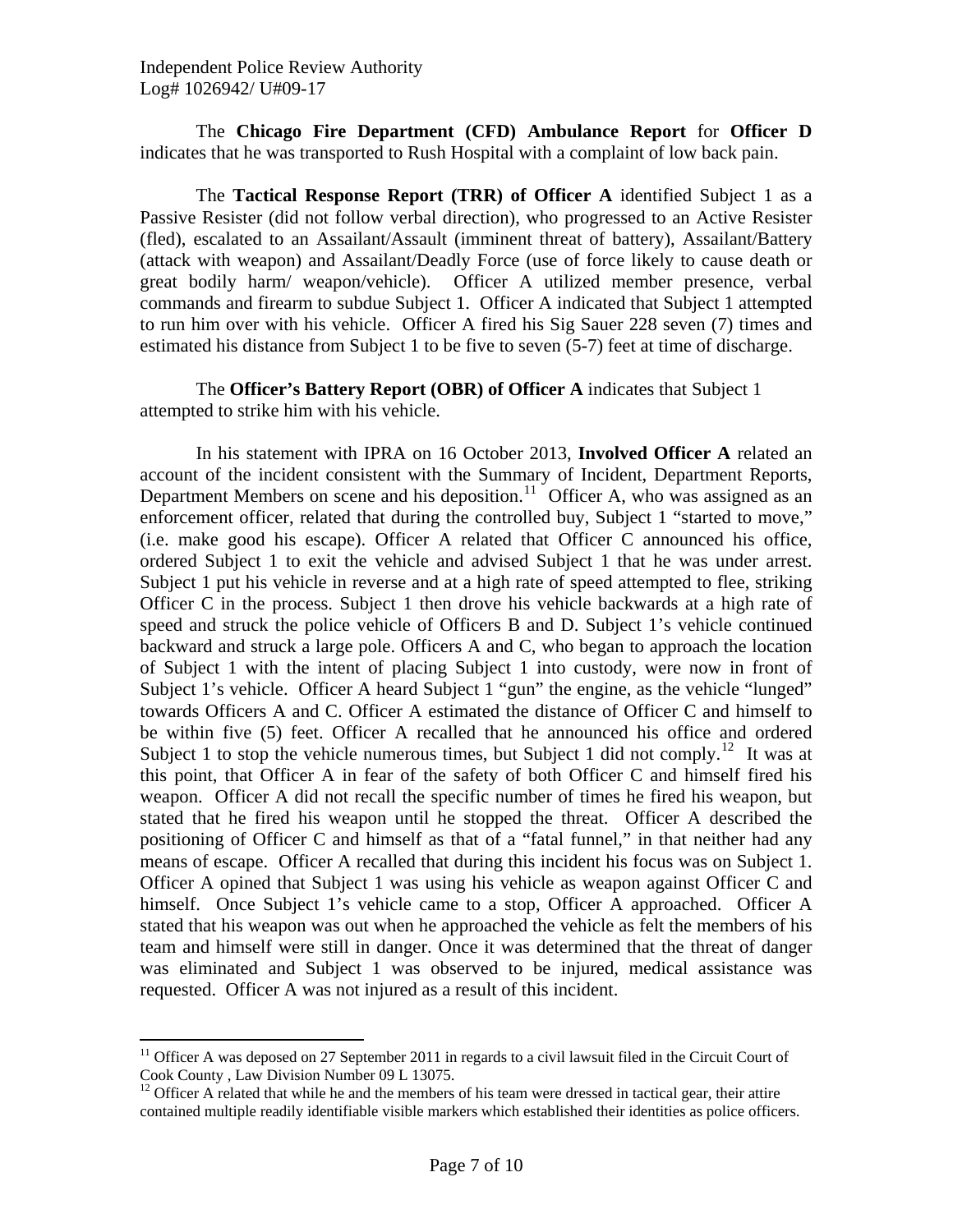The **Chicago Fire Department (CFD) Ambulance Report** for **Officer D** indicates that he was transported to Rush Hospital with a complaint of low back pain.

The **Tactical Response Report (TRR) of Officer A** identified Subject 1 as a Passive Resister (did not follow verbal direction), who progressed to an Active Resister (fled), escalated to an Assailant/Assault (imminent threat of battery), Assailant/Battery (attack with weapon) and Assailant/Deadly Force (use of force likely to cause death or great bodily harm/ weapon/vehicle). Officer A utilized member presence, verbal commands and firearm to subdue Subject 1. Officer A indicated that Subject 1 attempted to run him over with his vehicle. Officer A fired his Sig Sauer 228 seven (7) times and estimated his distance from Subject 1 to be five to seven (5-7) feet at time of discharge.

The **Officer's Battery Report (OBR) of Officer A** indicates that Subject 1 attempted to strike him with his vehicle.

In his statement with IPRA on 16 October 2013, **Involved Officer A** related an account of the incident consistent with the Summary of Incident, Department Reports, Department Members on scene and his deposition.[11] Officer A, who was assigned as an enforcement officer, related that during the controlled buy, Subject 1 "started to move," (i.e. make good his escape). Officer A related that Officer C announced his office, ordered Subject 1 to exit the vehicle and advised Subject 1 that he was under arrest. Subject 1 put his vehicle in reverse and at a high rate of speed attempted to flee, striking Officer C in the process. Subject 1 then drove his vehicle backwards at a high rate of speed and struck the police vehicle of Officers B and D. Subject 1's vehicle continued backward and struck a large pole. Officers A and C, who began to approach the location of Subject 1 with the intent of placing Subject 1 into custody, were now in front of Subject 1's vehicle. Officer A heard Subject 1 "gun" the engine, as the vehicle "lunged" towards Officers A and C. Officer A estimated the distance of Officer C and himself to be within five (5) feet. Officer A recalled that he announced his office and ordered Subject 1 to stop the vehicle numerous times, but Subject 1 did not comply.[12] It was at this point, that Officer A in fear of the safety of both Officer C and himself fired his weapon. Officer A did not recall the specific number of times he fired his weapon, but stated that he fired his weapon until he stopped the threat. Officer A described the positioning of Officer C and himself as that of a "fatal funnel," in that neither had any means of escape. Officer A recalled that during this incident his focus was on Subject 1. Officer A opined that Subject 1 was using his vehicle as weapon against Officer C and himself. Once Subject 1's vehicle came to a stop, Officer A approached. Officer A stated that his weapon was out when he approached the vehicle as felt the members of his team and himself were still in danger. Once it was determined that the threat of danger was eliminated and Subject 1 was observed to be injured, medical assistance was requested. Officer A was not injured as a result of this incident.

---

[11] Officer A was deposed on 27 September 2011 in regards to a civil lawsuit filed in the Circuit Court of Cook County , Law Division Number 09 L 13075.

[12] Officer A related that while he and the members of his team were dressed in tactical gear, their attire contained multiple readily identifiable visible markers which established their identities as police officers.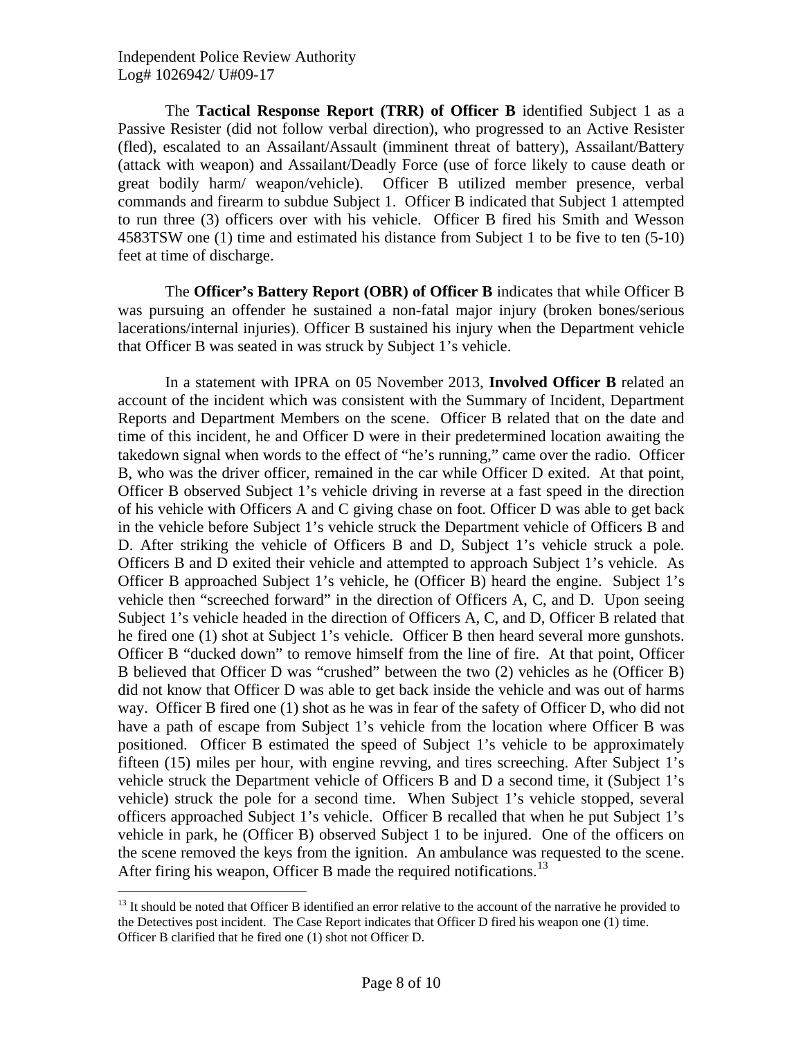The **Tactical Response Report (TRR) of Officer B** identified Subject 1 as a Passive Resister (did not follow verbal direction), who progressed to an Active Resister (fled), escalated to an Assailant/Assault (imminent threat of battery), Assailant/Battery (attack with weapon) and Assailant/Deadly Force (use of force likely to cause death or great bodily harm/ weapon/vehicle). Officer B utilized member presence, verbal commands and firearm to subdue Subject 1. Officer B indicated that Subject 1 attempted to run three (3) officers over with his vehicle. Officer B fired his Smith and Wesson 4583TSW one (1) time and estimated his distance from Subject 1 to be five to ten (5-10) feet at time of discharge.

The **Officer's Battery Report (OBR) of Officer B** indicates that while Officer B was pursuing an offender he sustained a non-fatal major injury (broken bones/serious lacerations/internal injuries). Officer B sustained his injury when the Department vehicle that Officer B was seated in was struck by Subject 1's vehicle.

In a statement with IPRA on 05 November 2013, **Involved Officer B** related an account of the incident which was consistent with the Summary of Incident, Department Reports and Department Members on the scene. Officer B related that on the date and time of this incident, he and Officer D were in their predetermined location awaiting the takedown signal when words to the effect of "he's running," came over the radio. Officer B, who was the driver officer, remained in the car while Officer D exited. At that point, Officer B observed Subject 1's vehicle driving in reverse at a fast speed in the direction of his vehicle with Officers A and C giving chase on foot. Officer D was able to get back in the vehicle before Subject 1's vehicle struck the Department vehicle of Officers B and D. After striking the vehicle of Officers B and D, Subject 1's vehicle struck a pole. Officers B and D exited their vehicle and attempted to approach Subject 1's vehicle. As Officer B approached Subject 1's vehicle, he (Officer B) heard the engine. Subject 1's vehicle then "screeched forward" in the direction of Officers A, C, and D. Upon seeing Subject 1's vehicle headed in the direction of Officers A, C, and D, Officer B related that he fired one (1) shot at Subject 1's vehicle. Officer B then heard several more gunshots. Officer B "ducked down" to remove himself from the line of fire. At that point, Officer B believed that Officer D was "crushed" between the two (2) vehicles as he (Officer B) did not know that Officer D was able to get back inside the vehicle and was out of harms way. Officer B fired one (1) shot as he was in fear of the safety of Officer D, who did not have a path of escape from Subject 1's vehicle from the location where Officer B was positioned. Officer B estimated the speed of Subject 1's vehicle to be approximately fifteen (15) miles per hour, with engine revving, and tires screeching. After Subject 1's vehicle struck the Department vehicle of Officers B and D a second time, it (Subject 1's vehicle) struck the pole for a second time. When Subject 1's vehicle stopped, several officers approached Subject 1's vehicle. Officer B recalled that when he put Subject 1's vehicle in park, he (Officer B) observed Subject 1 to be injured. One of the officers on the scene removed the keys from the ignition. An ambulance was requested to the scene. After firing his weapon, Officer B made the required notifications.[13]

[13] It should be noted that Officer B identified an error relative to the account of the narrative he provided to the Detectives post incident. The Case Report indicates that Officer D fired his weapon one (1) time. Officer B clarified that he fired one (1) shot not Officer D.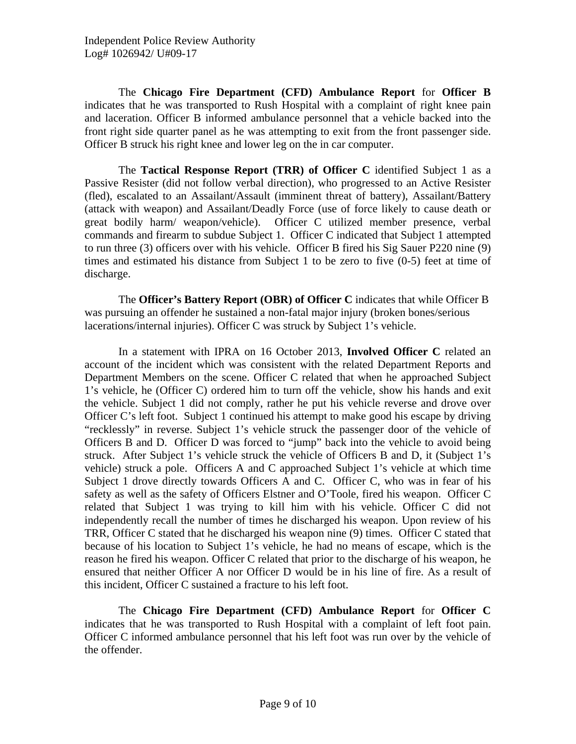The **Chicago Fire Department (CFD) Ambulance Report** for **Officer B** indicates that he was transported to Rush Hospital with a complaint of right knee pain and laceration. Officer B informed ambulance personnel that a vehicle backed into the front right side quarter panel as he was attempting to exit from the front passenger side. Officer B struck his right knee and lower leg on the in car computer.

The **Tactical Response Report (TRR) of Officer C** identified Subject 1 as a Passive Resister (did not follow verbal direction), who progressed to an Active Resister (fled), escalated to an Assailant/Assault (imminent threat of battery), Assailant/Battery (attack with weapon) and Assailant/Deadly Force (use of force likely to cause death or great bodily harm/ weapon/vehicle). Officer C utilized member presence, verbal commands and firearm to subdue Subject 1. Officer C indicated that Subject 1 attempted to run three (3) officers over with his vehicle. Officer B fired his Sig Sauer P220 nine (9) times and estimated his distance from Subject 1 to be zero to five (0-5) feet at time of discharge.

The **Officer's Battery Report (OBR) of Officer C** indicates that while Officer B was pursuing an offender he sustained a non-fatal major injury (broken bones/serious lacerations/internal injuries). Officer C was struck by Subject 1's vehicle.

In a statement with IPRA on 16 October 2013, **Involved Officer C** related an account of the incident which was consistent with the related Department Reports and Department Members on the scene. Officer C related that when he approached Subject 1's vehicle, he (Officer C) ordered him to turn off the vehicle, show his hands and exit the vehicle. Subject 1 did not comply, rather he put his vehicle reverse and drove over Officer C's left foot. Subject 1 continued his attempt to make good his escape by driving "recklessly" in reverse. Subject 1's vehicle struck the passenger door of the vehicle of Officers B and D. Officer D was forced to "jump" back into the vehicle to avoid being struck. After Subject 1's vehicle struck the vehicle of Officers B and D, it (Subject 1's vehicle) struck a pole. Officers A and C approached Subject 1's vehicle at which time Subject 1 drove directly towards Officers A and C. Officer C, who was in fear of his safety as well as the safety of Officers Elstner and O'Toole, fired his weapon. Officer C related that Subject 1 was trying to kill him with his vehicle. Officer C did not independently recall the number of times he discharged his weapon. Upon review of his TRR, Officer C stated that he discharged his weapon nine (9) times. Officer C stated that because of his location to Subject 1's vehicle, he had no means of escape, which is the reason he fired his weapon. Officer C related that prior to the discharge of his weapon, he ensured that neither Officer A nor Officer D would be in his line of fire. As a result of this incident, Officer C sustained a fracture to his left foot.

The **Chicago Fire Department (CFD) Ambulance Report** for **Officer C** indicates that he was transported to Rush Hospital with a complaint of left foot pain. Officer C informed ambulance personnel that his left foot was run over by the vehicle of the offender.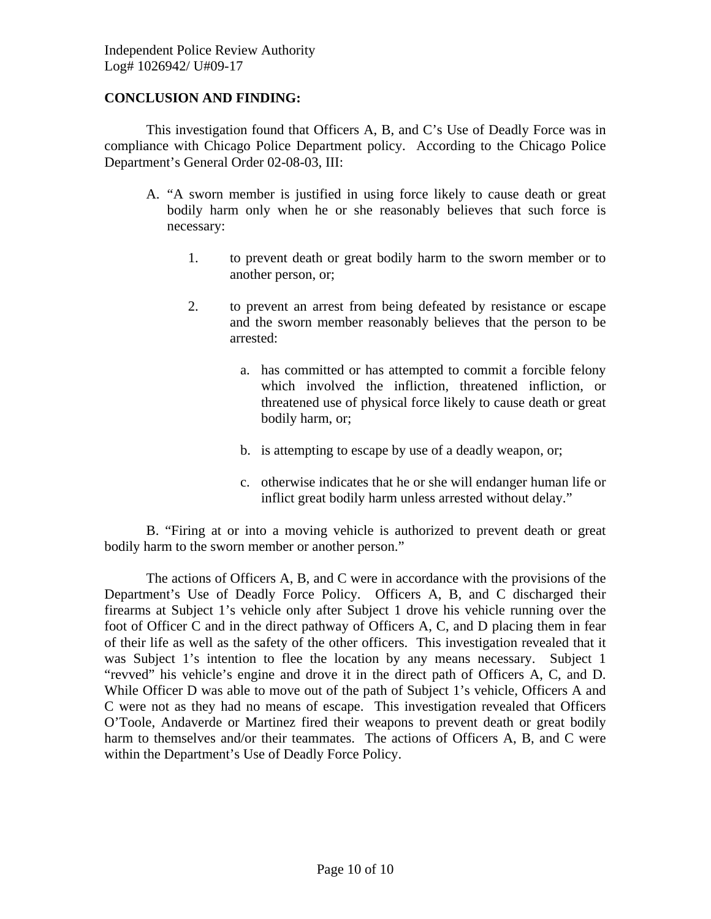## CONCLUSION AND FINDING:

This investigation found that Officers A, B, and C's Use of Deadly Force was in compliance with Chicago Police Department policy. According to the Chicago Police Department's General Order 02-08-03, III:

A. "A sworn member is justified in using force likely to cause death or great bodily harm only when he or she reasonably believes that such force is necessary:

   1. to prevent death or great bodily harm to the sworn member or to another person, or;

   2. to prevent an arrest from being defeated by resistance or escape and the sworn member reasonably believes that the person to be arrested:

      a. has committed or has attempted to commit a forcible felony which involved the infliction, threatened infliction, or threatened use of physical force likely to cause death or great bodily harm, or;

      b. is attempting to escape by use of a deadly weapon, or;

      c. otherwise indicates that he or she will endanger human life or inflict great bodily harm unless arrested without delay."

B. "Firing at or into a moving vehicle is authorized to prevent death or great bodily harm to the sworn member or another person."

The actions of Officers A, B, and C were in accordance with the provisions of the Department's Use of Deadly Force Policy. Officers A, B, and C discharged their firearms at Subject 1's vehicle only after Subject 1 drove his vehicle running over the foot of Officer C and in the direct pathway of Officers A, C, and D placing them in fear of their life as well as the safety of the other officers. This investigation revealed that it was Subject 1's intention to flee the location by any means necessary. Subject 1 "revved" his vehicle's engine and drove it in the direct path of Officers A, C, and D. While Officer D was able to move out of the path of Subject 1's vehicle, Officers A and C were not as they had no means of escape. This investigation revealed that Officers O'Toole, Andaverde or Martinez fired their weapons to prevent death or great bodily harm to themselves and/or their teammates. The actions of Officers A, B, and C were within the Department's Use of Deadly Force Policy.